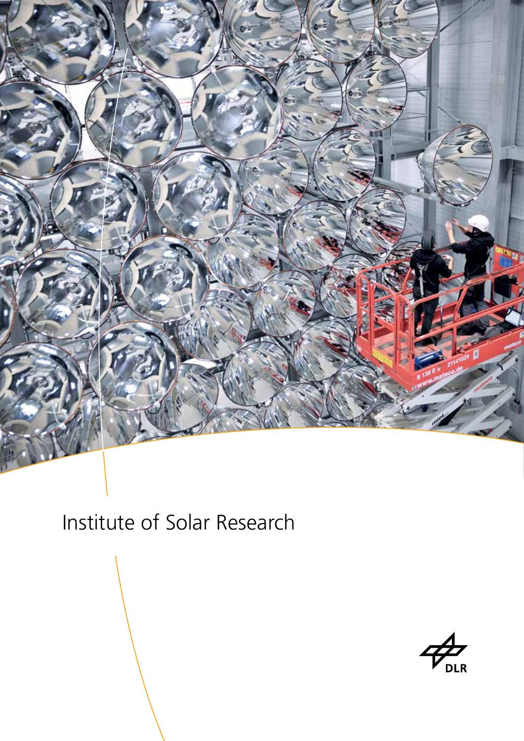# Institute of Solar Research

DLR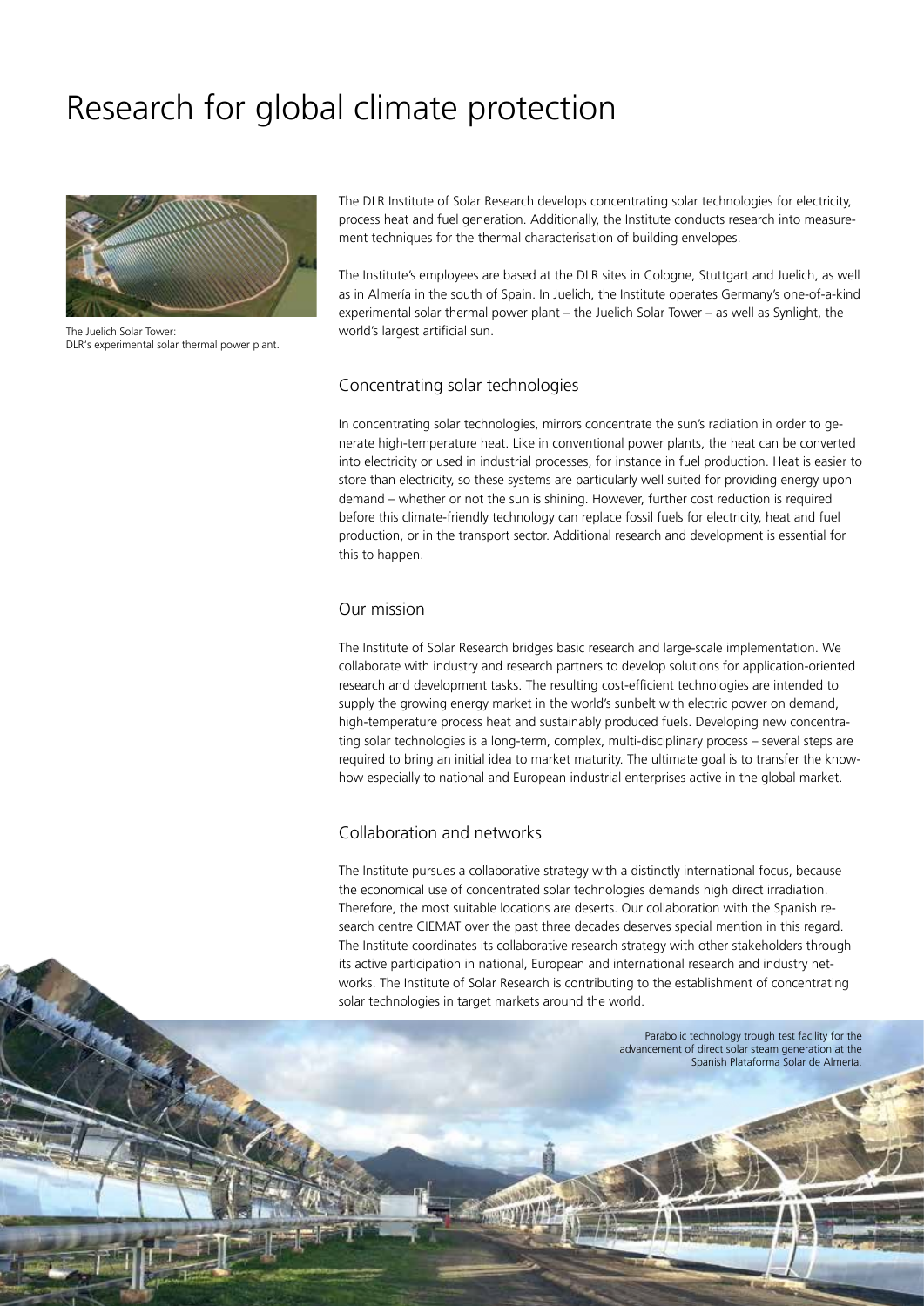# Research for global climate protection

The Juelich Solar Tower: DLR's experimental solar thermal power plant.

The DLR Institute of Solar Research develops concentrating solar technologies for electricity, process heat and fuel generation. Additionally, the Institute conducts research into measurement techniques for the thermal characterisation of building envelopes.

The Institute's employees are based at the DLR sites in Cologne, Stuttgart and Juelich, as well as in Almería in the south of Spain. In Juelich, the Institute operates Germany's one-of-a-kind experimental solar thermal power plant – the Juelich Solar Tower – as well as Synlight, the world's largest artificial sun.

## Concentrating solar technologies

In concentrating solar technologies, mirrors concentrate the sun's radiation in order to generate high-temperature heat. Like in conventional power plants, the heat can be converted into electricity or used in industrial processes, for instance in fuel production. Heat is easier to store than electricity, so these systems are particularly well suited for providing energy upon demand – whether or not the sun is shining. However, further cost reduction is required before this climate-friendly technology can replace fossil fuels for electricity, heat and fuel production, or in the transport sector. Additional research and development is essential for this to happen.

## Our mission

The Institute of Solar Research bridges basic research and large-scale implementation. We collaborate with industry and research partners to develop solutions for application-oriented research and development tasks. The resulting cost-efficient technologies are intended to supply the growing energy market in the world's sunbelt with electric power on demand, high-temperature process heat and sustainably produced fuels. Developing new concentrating solar technologies is a long-term, complex, multi-disciplinary process – several steps are required to bring an initial idea to market maturity. The ultimate goal is to transfer the know-how especially to national and European industrial enterprises active in the global market.

## Collaboration and networks

The Institute pursues a collaborative strategy with a distinctly international focus, because the economical use of concentrated solar technologies demands high direct irradiation. Therefore, the most suitable locations are deserts. Our collaboration with the Spanish research centre CIEMAT over the past three decades deserves special mention in this regard. The Institute coordinates its collaborative research strategy with other stakeholders through its active participation in national, European and international research and industry networks. The Institute of Solar Research is contributing to the establishment of concentrating solar technologies in target markets around the world.

Parabolic technology trough test facility for the advancement of direct solar steam generation at the Spanish Plataforma Solar de Almería.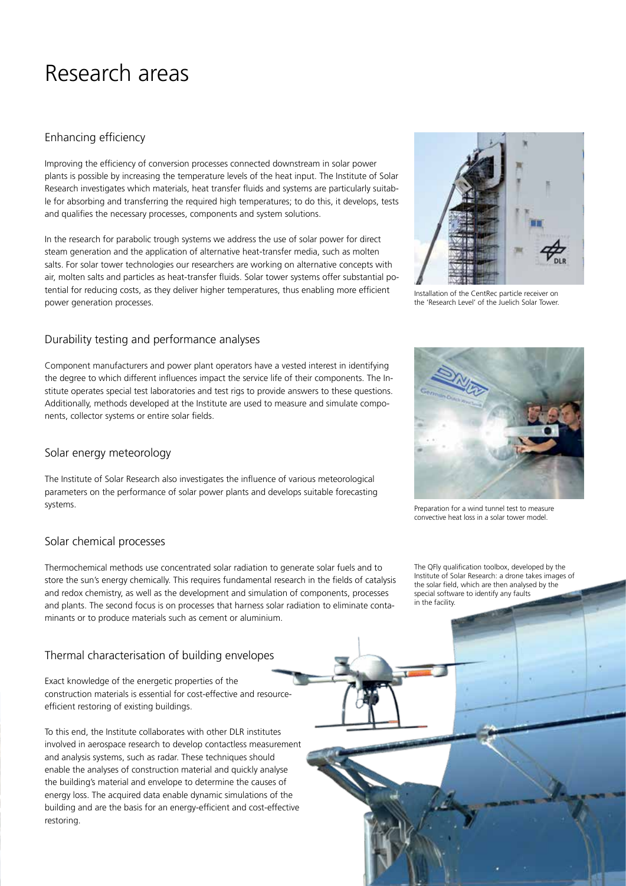# Research areas

## Enhancing efficiency

Improving the efficiency of conversion processes connected downstream in solar power plants is possible by increasing the temperature levels of the heat input. The Institute of Solar Research investigates which materials, heat transfer fluids and systems are particularly suitable for absorbing and transferring the required high temperatures; to do this, it develops, tests and qualifies the necessary processes, components and system solutions.

In the research for parabolic trough systems we address the use of solar power for direct steam generation and the application of alternative heat-transfer media, such as molten salts. For solar tower technologies our researchers are working on alternative concepts with air, molten salts and particles as heat-transfer fluids. Solar tower systems offer substantial potential for reducing costs, as they deliver higher temperatures, thus enabling more efficient power generation processes.

Installation of the CentRec particle receiver on the 'Research Level' of the Juelich Solar Tower.

## Durability testing and performance analyses

Component manufacturers and power plant operators have a vested interest in identifying the degree to which different influences impact the service life of their components. The Institute operates special test laboratories and test rigs to provide answers to these questions. Additionally, methods developed at the Institute are used to measure and simulate components, collector systems or entire solar fields.

Preparation for a wind tunnel test to measure convective heat loss in a solar tower model.

## Solar energy meteorology

The Institute of Solar Research also investigates the influence of various meteorological parameters on the performance of solar power plants and develops suitable forecasting systems.

## Solar chemical processes

Thermochemical methods use concentrated solar radiation to generate solar fuels and to store the sun's energy chemically. This requires fundamental research in the fields of catalysis and redox chemistry, as well as the development and simulation of components, processes and plants. The second focus is on processes that harness solar radiation to eliminate contaminants or to produce materials such as cement or aluminium.

The QFly qualification toolbox, developed by the Institute of Solar Research: a drone takes images of the solar field, which are then analysed by the special software to identify any faults in the facility.

## Thermal characterisation of building envelopes

Exact knowledge of the energetic properties of the construction materials is essential for cost-effective and resource-efficient restoring of existing buildings.

To this end, the Institute collaborates with other DLR institutes involved in aerospace research to develop contactless measurement and analysis systems, such as radar. These techniques should enable the analyses of construction material and quickly analyse the building's material and envelope to determine the causes of energy loss. The acquired data enable dynamic simulations of the building and are the basis for an energy-efficient and cost-effective restoring.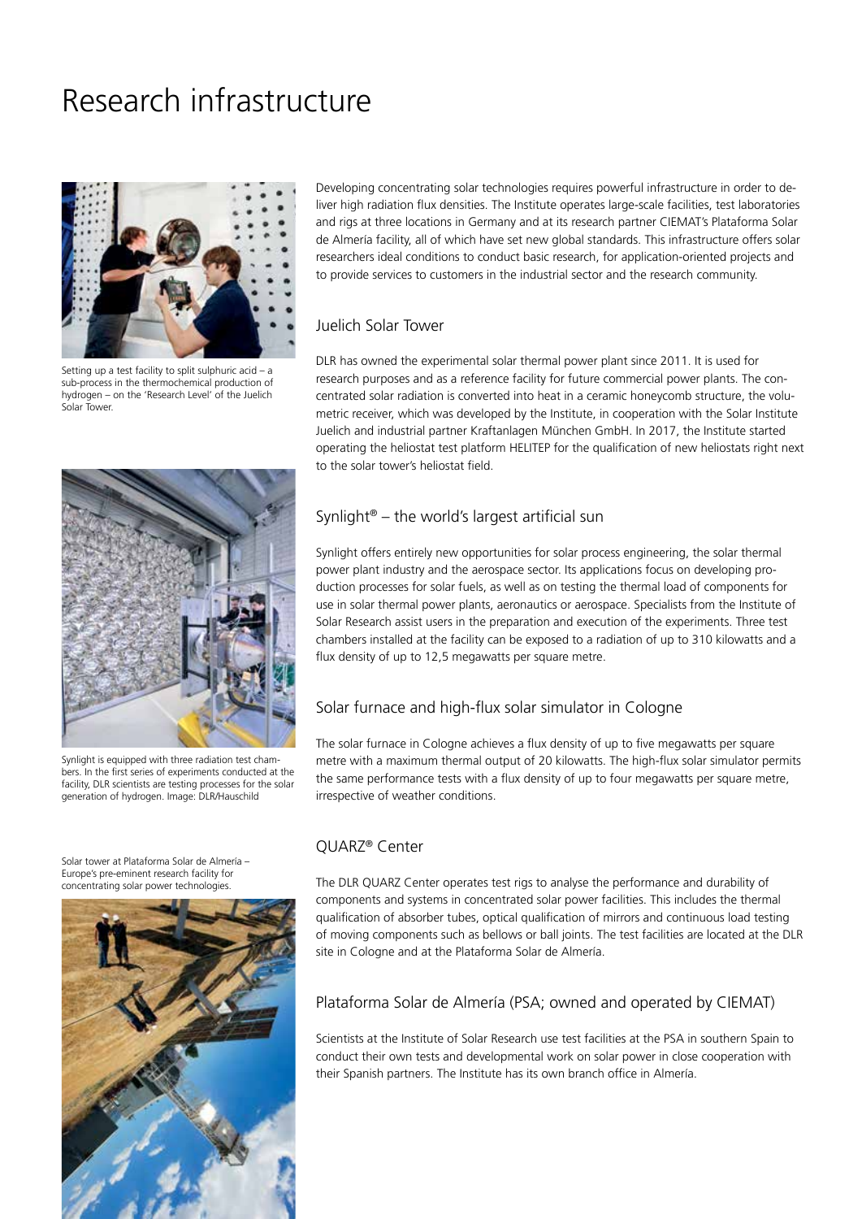# Research infrastructure

Setting up a test facility to split sulphuric acid – a sub-process in the thermochemical production of hydrogen – on the 'Research Level' of the Juelich Solar Tower.

Synlight is equipped with three radiation test chambers. In the first series of experiments conducted at the facility, DLR scientists are testing processes for the solar generation of hydrogen. Image: DLR/Hauschild

Solar tower at Plataforma Solar de Almería – Europe's pre-eminent research facility for concentrating solar power technologies.

Developing concentrating solar technologies requires powerful infrastructure in order to deliver high radiation flux densities. The Institute operates large-scale facilities, test laboratories and rigs at three locations in Germany and at its research partner CIEMAT's Plataforma Solar de Almería facility, all of which have set new global standards. This infrastructure offers solar researchers ideal conditions to conduct basic research, for application-oriented projects and to provide services to customers in the industrial sector and the research community.

## Juelich Solar Tower

DLR has owned the experimental solar thermal power plant since 2011. It is used for research purposes and as a reference facility for future commercial power plants. The concentrated solar radiation is converted into heat in a ceramic honeycomb structure, the volumetric receiver, which was developed by the Institute, in cooperation with the Solar Institute Juelich and industrial partner Kraftanlagen München GmbH. In 2017, the Institute started operating the heliostat test platform HELITEP for the qualification of new heliostats right next to the solar tower's heliostat field.

## Synlight® – the world's largest artificial sun

Synlight offers entirely new opportunities for solar process engineering, the solar thermal power plant industry and the aerospace sector. Its applications focus on developing production processes for solar fuels, as well as on testing the thermal load of components for use in solar thermal power plants, aeronautics or aerospace. Specialists from the Institute of Solar Research assist users in the preparation and execution of the experiments. Three test chambers installed at the facility can be exposed to a radiation of up to 310 kilowatts and a flux density of up to 12,5 megawatts per square metre.

## Solar furnace and high-flux solar simulator in Cologne

The solar furnace in Cologne achieves a flux density of up to five megawatts per square metre with a maximum thermal output of 20 kilowatts. The high-flux solar simulator permits the same performance tests with a flux density of up to four megawatts per square metre, irrespective of weather conditions.

## QUARZ® Center

The DLR QUARZ Center operates test rigs to analyse the performance and durability of components and systems in concentrated solar power facilities. This includes the thermal qualification of absorber tubes, optical qualification of mirrors and continuous load testing of moving components such as bellows or ball joints. The test facilities are located at the DLR site in Cologne and at the Plataforma Solar de Almería.

## Plataforma Solar de Almería (PSA; owned and operated by CIEMAT)

Scientists at the Institute of Solar Research use test facilities at the PSA in southern Spain to conduct their own tests and developmental work on solar power in close cooperation with their Spanish partners. The Institute has its own branch office in Almería.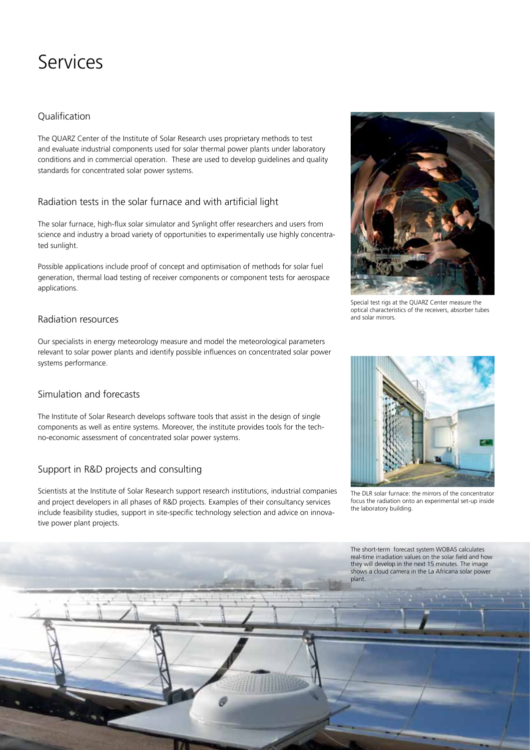# Services

## Qualification

The QUARZ Center of the Institute of Solar Research uses proprietary methods to test and evaluate industrial components used for solar thermal power plants under laboratory conditions and in commercial operation. These are used to develop guidelines and quality standards for concentrated solar power systems.

## Radiation tests in the solar furnace and with artificial light

The solar furnace, high-flux solar simulator and Synlight offer researchers and users from science and industry a broad variety of opportunities to experimentally use highly concentrated sunlight.

Possible applications include proof of concept and optimisation of methods for solar fuel generation, thermal load testing of receiver components or component tests for aerospace applications.

## Radiation resources

Our specialists in energy meteorology measure and model the meteorological parameters relevant to solar power plants and identify possible influences on concentrated solar power systems performance.

## Simulation and forecasts

The Institute of Solar Research develops software tools that assist in the design of single components as well as entire systems. Moreover, the institute provides tools for the techno-economic assessment of concentrated solar power systems.

## Support in R&D projects and consulting

Scientists at the Institute of Solar Research support research institutions, industrial companies and project developers in all phases of R&D projects. Examples of their consultancy services include feasibility studies, support in site-specific technology selection and advice on innovative power plant projects.

Special test rigs at the QUARZ Center measure the optical characteristics of the receivers, absorber tubes and solar mirrors.

The DLR solar furnace: the mirrors of the concentrator focus the radiation onto an experimental set-up inside the laboratory building.

The short-term forecast system WOBAS calculates real-time irradiation values on the solar field and how they will develop in the next 15 minutes. The image shows a cloud camera in the La Africana solar power plant.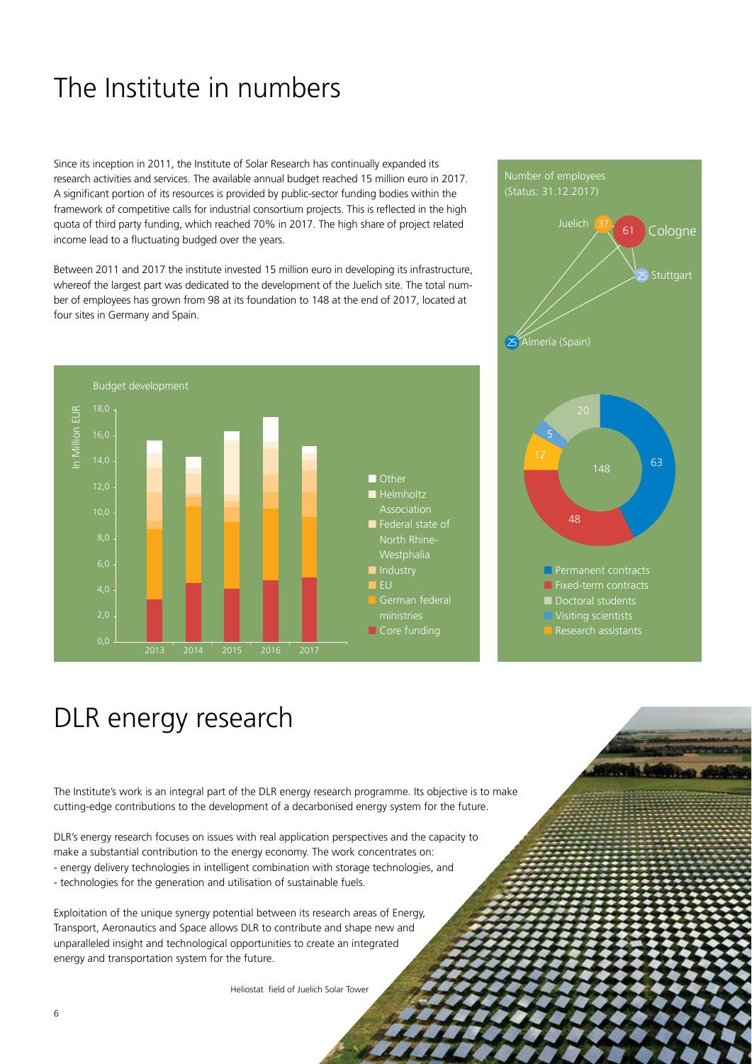# The Institute in numbers

Since its inception in 2011, the Institute of Solar Research has continually expanded its research activities and services. The available annual budget reached 15 million euro in 2017. A significant portion of its resources is provided by public-sector funding bodies within the framework of competitive calls for industrial consortium projects. This is reflected in the high quota of third party funding, which reached 70% in 2017. The high share of project related income lead to a fluctuating budged over the years.

Between 2011 and 2017 the institute invested 15 million euro in developing its infrastructure, whereof the largest part was dedicated to the development of the Juelich site. The total number of employees has grown from 98 at its foundation to 148 at the end of 2017, located at four sites in Germany and Spain.

Number of employees (Status: 31.12.2017)

- Juelich 37
- Cologne 61
- Stuttgart 25
- Almería (Spain) 25

Total: 148

- Permanent contracts: 63
- Fixed-term contracts: 48
- Doctoral students: 20
- Visiting scientists: 5
- Research assistants: 12

Budget development (In Million EUR), 2013–2017

Legend: Other, Helmholtz Association, Federal state of North Rhine-Westphalia, Industry, EU, German federal ministries, Core funding

# DLR energy research

The Institute's work is an integral part of the DLR energy research programme. Its objective is to make cutting-edge contributions to the development of a decarbonised energy system for the future.

DLR's energy research focuses on issues with real application perspectives and the capacity to make a substantial contribution to the energy economy. The work concentrates on:

- energy delivery technologies in intelligent combination with storage technologies, and
- technologies for the generation and utilisation of sustainable fuels.

Exploitation of the unique synergy potential between its research areas of Energy, Transport, Aeronautics and Space allows DLR to contribute and shape new and unparalleled insight and technological opportunities to create an integrated energy and transportation system for the future.

Heliostat field of Juelich Solar Tower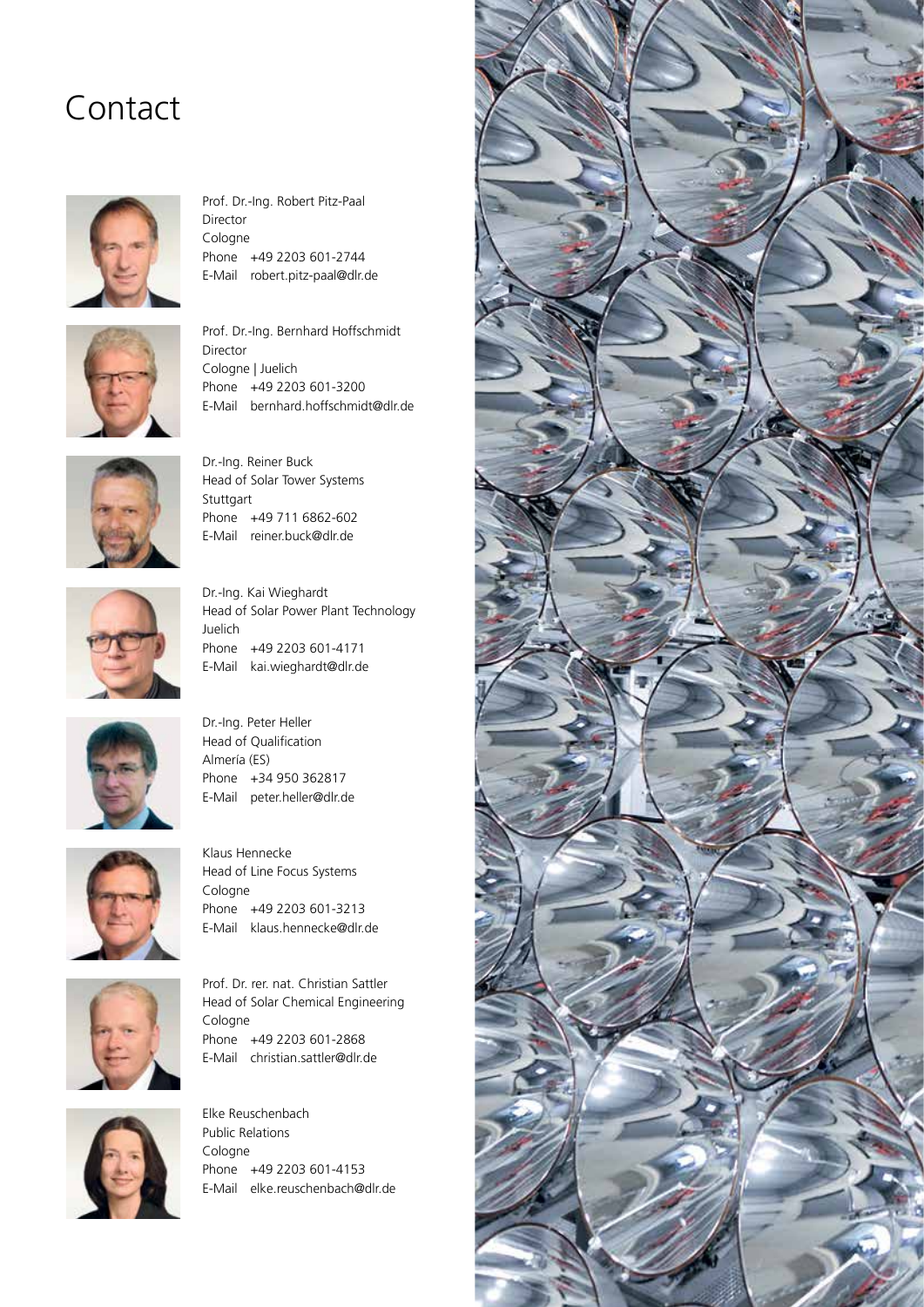# Contact

Prof. Dr.-Ing. Robert Pitz-Paal
Director
Cologne
Phone +49 2203 601-2744
E-Mail robert.pitz-paal@dlr.de

Prof. Dr.-Ing. Bernhard Hoffschmidt
Director
Cologne | Juelich
Phone +49 2203 601-3200
E-Mail bernhard.hoffschmidt@dlr.de

Dr.-Ing. Reiner Buck
Head of Solar Tower Systems
Stuttgart
Phone +49 711 6862-602
E-Mail reiner.buck@dlr.de

Dr.-Ing. Kai Wieghardt
Head of Solar Power Plant Technology
Juelich
Phone +49 2203 601-4171
E-Mail kai.wieghardt@dlr.de

Dr.-Ing. Peter Heller
Head of Qualification
Almería (ES)
Phone +34 950 362817
E-Mail peter.heller@dlr.de

Klaus Hennecke
Head of Line Focus Systems
Cologne
Phone +49 2203 601-3213
E-Mail klaus.hennecke@dlr.de

Prof. Dr. rer. nat. Christian Sattler
Head of Solar Chemical Engineering
Cologne
Phone +49 2203 601-2868
E-Mail christian.sattler@dlr.de

Elke Reuschenbach
Public Relations
Cologne
Phone +49 2203 601-4153
E-Mail elke.reuschenbach@dlr.de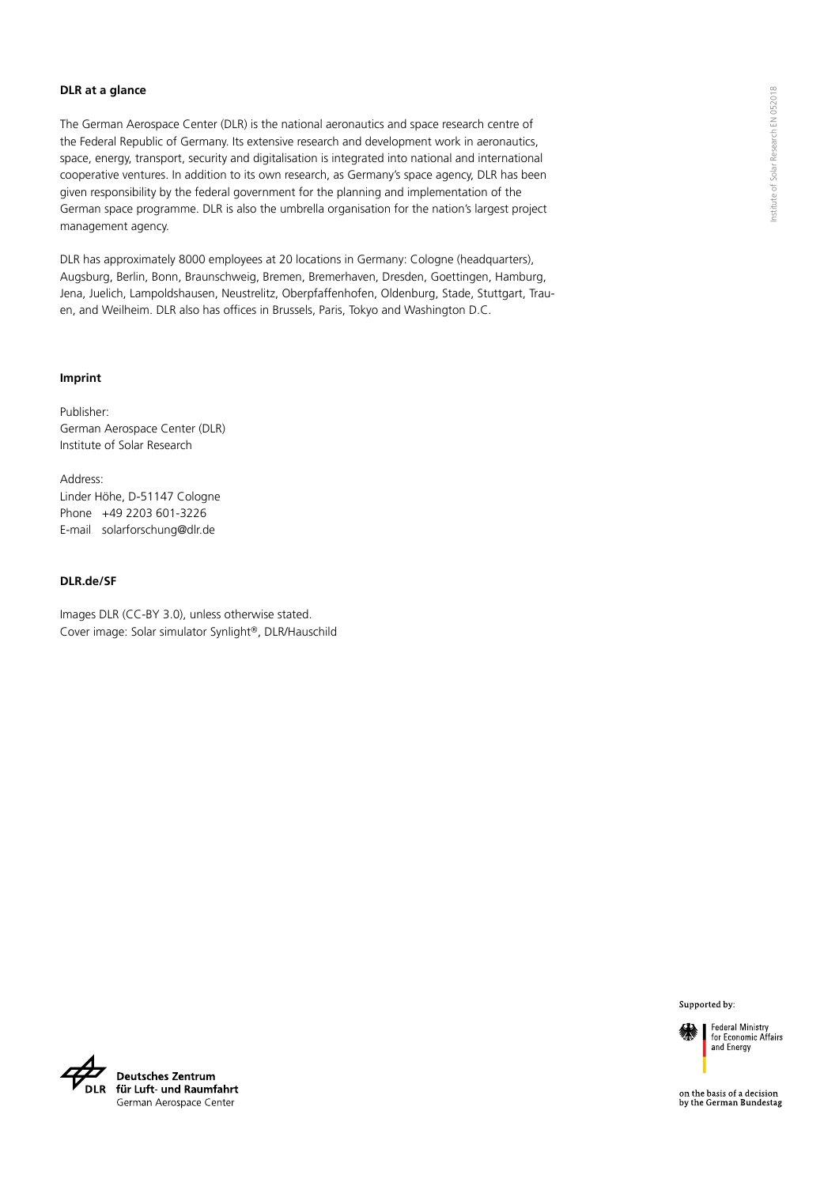**DLR at a glance**

The German Aerospace Center (DLR) is the national aeronautics and space research centre of the Federal Republic of Germany. Its extensive research and development work in aeronautics, space, energy, transport, security and digitalisation is integrated into national and international cooperative ventures. In addition to its own research, as Germany's space agency, DLR has been given responsibility by the federal government for the planning and implementation of the German space programme. DLR is also the umbrella organisation for the nation's largest project management agency.

DLR has approximately 8000 employees at 20 locations in Germany: Cologne (headquarters), Augsburg, Berlin, Bonn, Braunschweig, Bremen, Bremerhaven, Dresden, Goettingen, Hamburg, Jena, Juelich, Lampoldshausen, Neustrelitz, Oberpfaffenhofen, Oldenburg, Stade, Stuttgart, Trauen, and Weilheim. DLR also has offices in Brussels, Paris, Tokyo and Washington D.C.

**Imprint**

Publisher:
German Aerospace Center (DLR)
Institute of Solar Research

Address:
Linder Höhe, D-51147 Cologne
Phone +49 2203 601-3226
E-mail solarforschung@dlr.de

**DLR.de/SF**

Images DLR (CC-BY 3.0), unless otherwise stated.
Cover image: Solar simulator Synlight®, DLR/Hauschild

Institute of Solar Research EN 052018

Supported by:

Federal Ministry for Economic Affairs and Energy

on the basis of a decision by the German Bundestag

Deutsches Zentrum für Luft- und Raumfahrt
German Aerospace Center